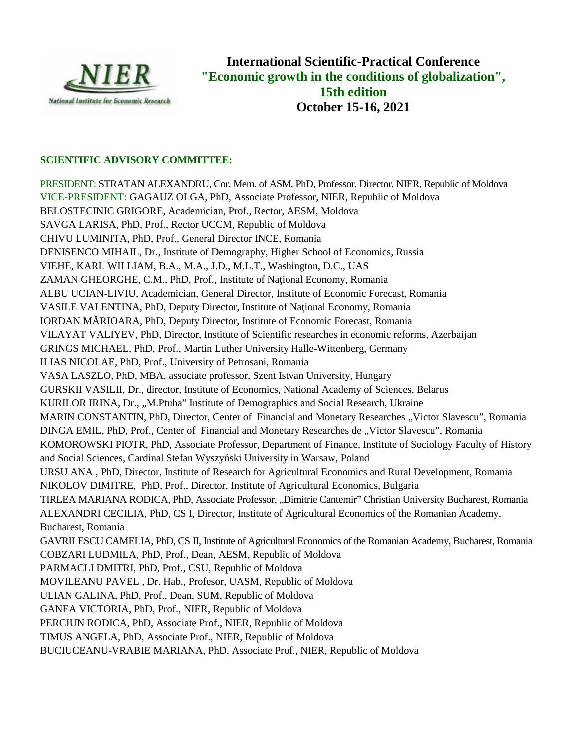**International Scientific-Practical Conference**
**"Economic growth in the conditions of globalization",**
**15th edition**
**October 15-16, 2021**

**SCIENTIFIC ADVISORY COMMITTEE:**

PRESIDENT: STRATAN ALEXANDRU, Cor. Mem. of ASM, PhD, Professor, Director, NIER, Republic of Moldova
VICE-PRESIDENT: GAGAUZ OLGA, PhD, Associate Professor, NIER, Republic of Moldova
BELOSTECINIC GRIGORE, Academician, Prof., Rector, AESM, Moldova
SAVGA LARISA, PhD, Prof., Rector UCCM, Republic of Moldova
CHIVU LUMINITA, PhD, Prof., General Director INCE, Romania
DENISENCO MIHAIL, Dr., Institute of Demography, Higher School of Economics, Russia
VIEHE, KARL WILLIAM, B.A., M.A., J.D., M.L.T., Washington, D.C., UAS
ZAMAN GHEORGHE, C.M., PhD, Prof., Institute of Naţional Economy, Romania
ALBU UCIAN-LIVIU, Academician, General Director, Institute of Economic Forecast, Romania
VASILE VALENTINA, PhD, Deputy Director, Institute of Naţional Economy, Romania
IORDAN MĂRIOARA, PhD, Deputy Director, Institute of Economic Forecast, Romania
VILAYAT VALIYEV, PhD, Director, Institute of Scientific researches in economic reforms, Azerbaijan
GRINGS MICHAEL, PhD, Prof., Martin Luther University Halle-Wittenberg, Germany
ILIAS NICOLAE, PhD, Prof., University of Petrosani, Romania
VASA LASZLO, PhD, MBA, associate professor, Szent Istvan University, Hungary
GURSKII VASILII, Dr., director, Institute of Economics, National Academy of Sciences, Belarus
KURILOR IRINA, Dr., „M.Ptuha" Institute of Demographics and Social Research, Ukraine
MARIN CONSTANTIN, PhD, Director, Center of Financial and Monetary Researches „Victor Slavescu", Romania
DINGA EMIL, PhD, Prof., Center of Financial and Monetary Researches de „Victor Slavescu", Romania
KOMOROWSKI PIOTR, PhD, Associate Professor, Department of Finance, Institute of Sociology Faculty of History and Social Sciences, Cardinal Stefan Wyszyński University in Warsaw, Poland
URSU ANA , PhD, Director, Institute of Research for Agricultural Economics and Rural Development, Romania
NIKOLOV DIMITRE, PhD, Prof., Director, Institute of Agricultural Economics, Bulgaria
TIRLEA MARIANA RODICA, PhD, Associate Professor, „Dimitrie Cantemir" Christian University Bucharest, Romania
ALEXANDRI CECILIA, PhD, CS I, Director, Institute of Agricultural Economics of the Romanian Academy, Bucharest, Romania
GAVRILESCU CAMELIA, PhD, CS II, Institute of Agricultural Economics of the Romanian Academy, Bucharest, Romania
COBZARI LUDMILA, PhD, Prof., Dean, AESM, Republic of Moldova
PARMACLI DMITRI, PhD, Prof., CSU, Republic of Moldova
MOVILEANU PAVEL , Dr. Hab., Profesor, UASM, Republic of Moldova
ULIAN GALINA, PhD, Prof., Dean, SUM, Republic of Moldova
GANEA VICTORIA, PhD, Prof., NIER, Republic of Moldova
PERCIUN RODICA, PhD, Associate Prof., NIER, Republic of Moldova
TIMUS ANGELA, PhD, Associate Prof., NIER, Republic of Moldova
BUCIUCEANU-VRABIE MARIANA, PhD, Associate Prof., NIER, Republic of Moldova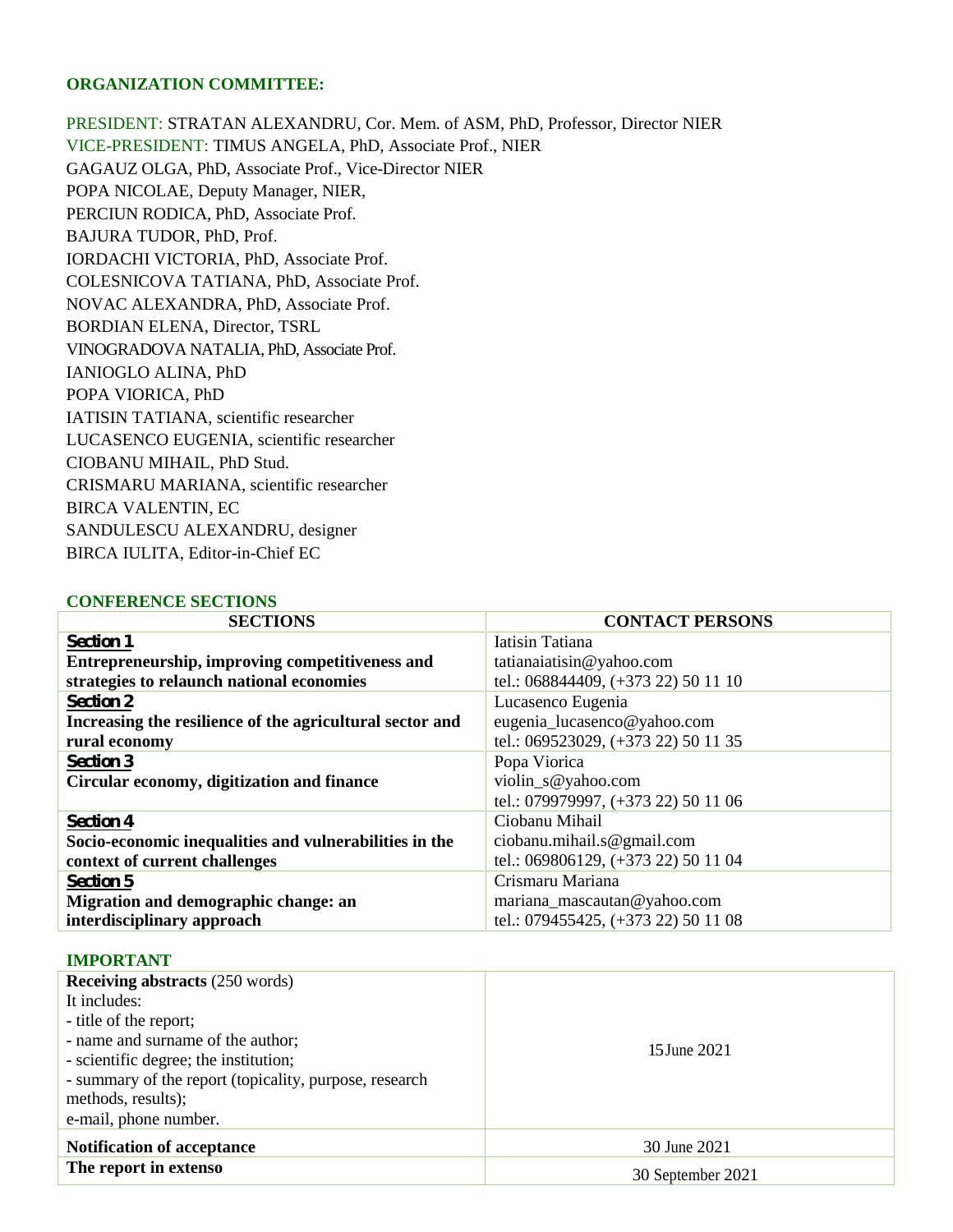## ORGANIZATION COMMITTEE:

PRESIDENT: STRATAN ALEXANDRU, Cor. Mem. of ASM, PhD, Professor, Director NIER
VICE-PRESIDENT: TIMUS ANGELA, PhD, Associate Prof., NIER
GAGAUZ OLGA, PhD, Associate Prof., Vice-Director NIER
POPA NICOLAE, Deputy Manager, NIER,
PERCIUN RODICA, PhD, Associate Prof.
BAJURA TUDOR, PhD, Prof.
IORDACHI VICTORIA, PhD, Associate Prof.
COLESNICOVA TATIANA, PhD, Associate Prof.
NOVAC ALEXANDRA, PhD, Associate Prof.
BORDIAN ELENA, Director, TSRL
VINOGRADOVA NATALIA, PhD, Associate Prof.
IANIOGLO ALINA, PhD
POPA VIORICA, PhD
IATISIN TATIANA, scientific researcher
LUCASENCO EUGENIA, scientific researcher
CIOBANU MIHAIL, PhD Stud.
CRISMARU MARIANA, scientific researcher
BIRCA VALENTIN, EC
SANDULESCU ALEXANDRU, designer
BIRCA IULITA, Editor-in-Chief EC

## CONFERENCE SECTIONS

| SECTIONS | CONTACT PERSONS |
|---|---|
| **Section 1**<br>**Entrepreneurship, improving competitiveness and strategies to relaunch national economies** | Iatisin Tatiana<br>tatianaiatisin@yahoo.com<br>tel.: 068844409, (+373 22) 50 11 10 |
| **Section 2**<br>**Increasing the resilience of the agricultural sector and rural economy** | Lucasenco Eugenia<br>eugenia_lucasenco@yahoo.com<br>tel.: 069523029, (+373 22) 50 11 35 |
| **Section 3**<br>**Circular economy, digitization and finance** | Popa Viorica<br>violin_s@yahoo.com<br>tel.: 079979997, (+373 22) 50 11 06 |
| **Section 4**<br>**Socio-economic inequalities and vulnerabilities in the context of current challenges** | Ciobanu Mihail<br>ciobanu.mihail.s@gmail.com<br>tel.: 069806129, (+373 22) 50 11 04 |
| **Section 5**<br>**Migration and demographic change: an interdisciplinary approach** | Crismaru Mariana<br>mariana_mascautan@yahoo.com<br>tel.: 079455425, (+373 22) 50 11 08 |

## IMPORTANT

| | |
|---|---|
| **Receiving abstracts** (250 words)<br>It includes:<br>- title of the report;<br>- name and surname of the author;<br>- scientific degree; the institution;<br>- summary of the report (topicality, purpose, research methods, results);<br>e-mail, phone number. | 15 June 2021 |
| **Notification of acceptance** | 30 June 2021 |
| **The report in extenso** | 30 September 2021 |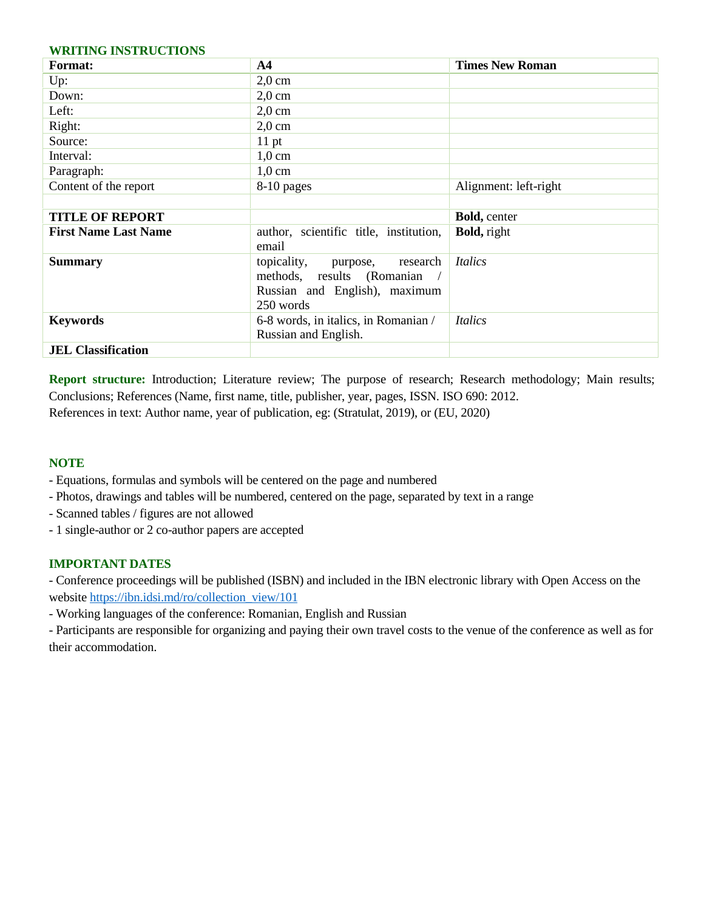### WRITING INSTRUCTIONS

| **Format:** | **A4** | **Times New Roman** |
|---|---|---|
| Up: | 2,0 cm | |
| Down: | 2,0 cm | |
| Left: | 2,0 cm | |
| Right: | 2,0 cm | |
| Source: | 11 pt | |
| Interval: | 1,0 cm | |
| Paragraph: | 1,0 cm | |
| Content of the report | 8-10 pages | Alignment: left-right |
| | | |
| **TITLE OF REPORT** | | **Bold,** center |
| **First Name Last Name** | author, scientific title, institution, email | **Bold,** right |
| **Summary** | topicality, purpose, research methods, results (Romanian / Russian and English), maximum 250 words | *Italics* |
| **Keywords** | 6-8 words, in italics, in Romanian / Russian and English. | *Italics* |
| **JEL Classification** | | |

**Report structure:** Introduction; Literature review; The purpose of research; Research methodology; Main results; Conclusions; References (Name, first name, title, publisher, year, pages, ISSN. ISO 690: 2012.
References in text: Author name, year of publication, eg: (Stratulat, 2019), or (EU, 2020)

### NOTE

- Equations, formulas and symbols will be centered on the page and numbered
- Photos, drawings and tables will be numbered, centered on the page, separated by text in a range
- Scanned tables / figures are not allowed
- 1 single-author or 2 co-author papers are accepted

### IMPORTANT DATES

- Conference proceedings will be published (ISBN) and included in the IBN electronic library with Open Access on the website https://ibn.idsi.md/ro/collection_view/101
- Working languages of the conference: Romanian, English and Russian
- Participants are responsible for organizing and paying their own travel costs to the venue of the conference as well as for their accommodation.